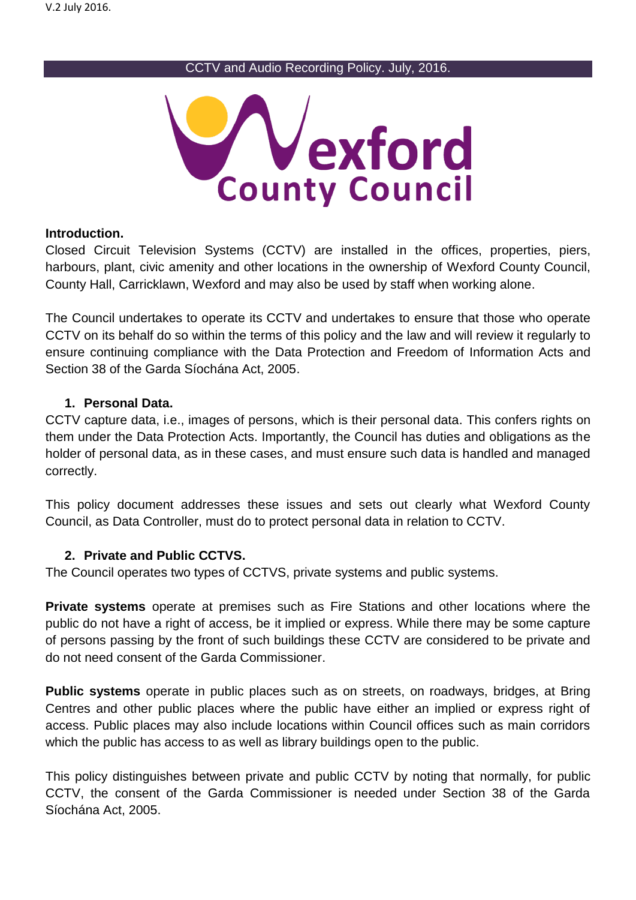# CCTV and Audio Recording Policy. July, 2016.

Wexford County Council

**Introduction.**

Closed Circuit Television Systems (CCTV) are installed in the offices, properties, piers, harbours, plant, civic amenity and other locations in the ownership of Wexford County Council, County Hall, Carricklawn, Wexford and may also be used by staff when working alone.

The Council undertakes to operate its CCTV and undertakes to ensure that those who operate CCTV on its behalf do so within the terms of this policy and the law and will review it regularly to ensure continuing compliance with the Data Protection and Freedom of Information Acts and Section 38 of the Garda Síochána Act, 2005.

## 1. Personal Data.

CCTV capture data, i.e., images of persons, which is their personal data. This confers rights on them under the Data Protection Acts. Importantly, the Council has duties and obligations as the holder of personal data, as in these cases, and must ensure such data is handled and managed correctly.

This policy document addresses these issues and sets out clearly what Wexford County Council, as Data Controller, must do to protect personal data in relation to CCTV.

## 2. Private and Public CCTVS.

The Council operates two types of CCTVS, private systems and public systems.

**Private systems** operate at premises such as Fire Stations and other locations where the public do not have a right of access, be it implied or express. While there may be some capture of persons passing by the front of such buildings these CCTV are considered to be private and do not need consent of the Garda Commissioner.

**Public systems** operate in public places such as on streets, on roadways, bridges, at Bring Centres and other public places where the public have either an implied or express right of access. Public places may also include locations within Council offices such as main corridors which the public has access to as well as library buildings open to the public.

This policy distinguishes between private and public CCTV by noting that normally, for public CCTV, the consent of the Garda Commissioner is needed under Section 38 of the Garda Síochána Act, 2005.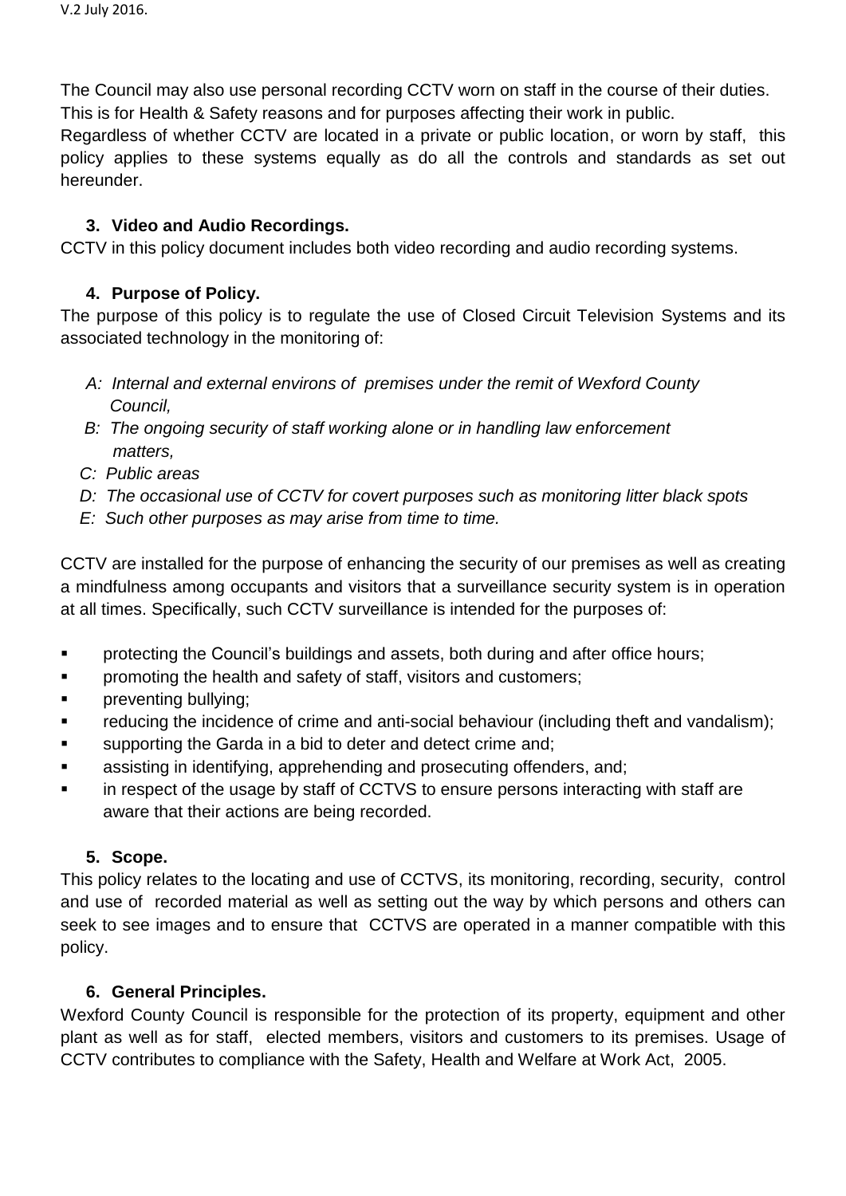The Council may also use personal recording CCTV worn on staff in the course of their duties. This is for Health & Safety reasons and for purposes affecting their work in public.
Regardless of whether CCTV are located in a private or public location, or worn by staff, this policy applies to these systems equally as do all the controls and standards as set out hereunder.

### 3. Video and Audio Recordings.

CCTV in this policy document includes both video recording and audio recording systems.

### 4. Purpose of Policy.

The purpose of this policy is to regulate the use of Closed Circuit Television Systems and its associated technology in the monitoring of:

*A: Internal and external environs of premises under the remit of Wexford County Council,*
*B: The ongoing security of staff working alone or in handling law enforcement matters,*
*C: Public areas*
*D: The occasional use of CCTV for covert purposes such as monitoring litter black spots*
*E: Such other purposes as may arise from time to time.*

CCTV are installed for the purpose of enhancing the security of our premises as well as creating a mindfulness among occupants and visitors that a surveillance security system is in operation at all times. Specifically, such CCTV surveillance is intended for the purposes of:

- protecting the Council's buildings and assets, both during and after office hours;
- promoting the health and safety of staff, visitors and customers;
- preventing bullying;
- reducing the incidence of crime and anti-social behaviour (including theft and vandalism);
- supporting the Garda in a bid to deter and detect crime and;
- assisting in identifying, apprehending and prosecuting offenders, and;
- in respect of the usage by staff of CCTVS to ensure persons interacting with staff are aware that their actions are being recorded.

### 5. Scope.

This policy relates to the locating and use of CCTVS, its monitoring, recording, security, control and use of recorded material as well as setting out the way by which persons and others can seek to see images and to ensure that CCTVS are operated in a manner compatible with this policy.

### 6. General Principles.

Wexford County Council is responsible for the protection of its property, equipment and other plant as well as for staff, elected members, visitors and customers to its premises. Usage of CCTV contributes to compliance with the Safety, Health and Welfare at Work Act, 2005.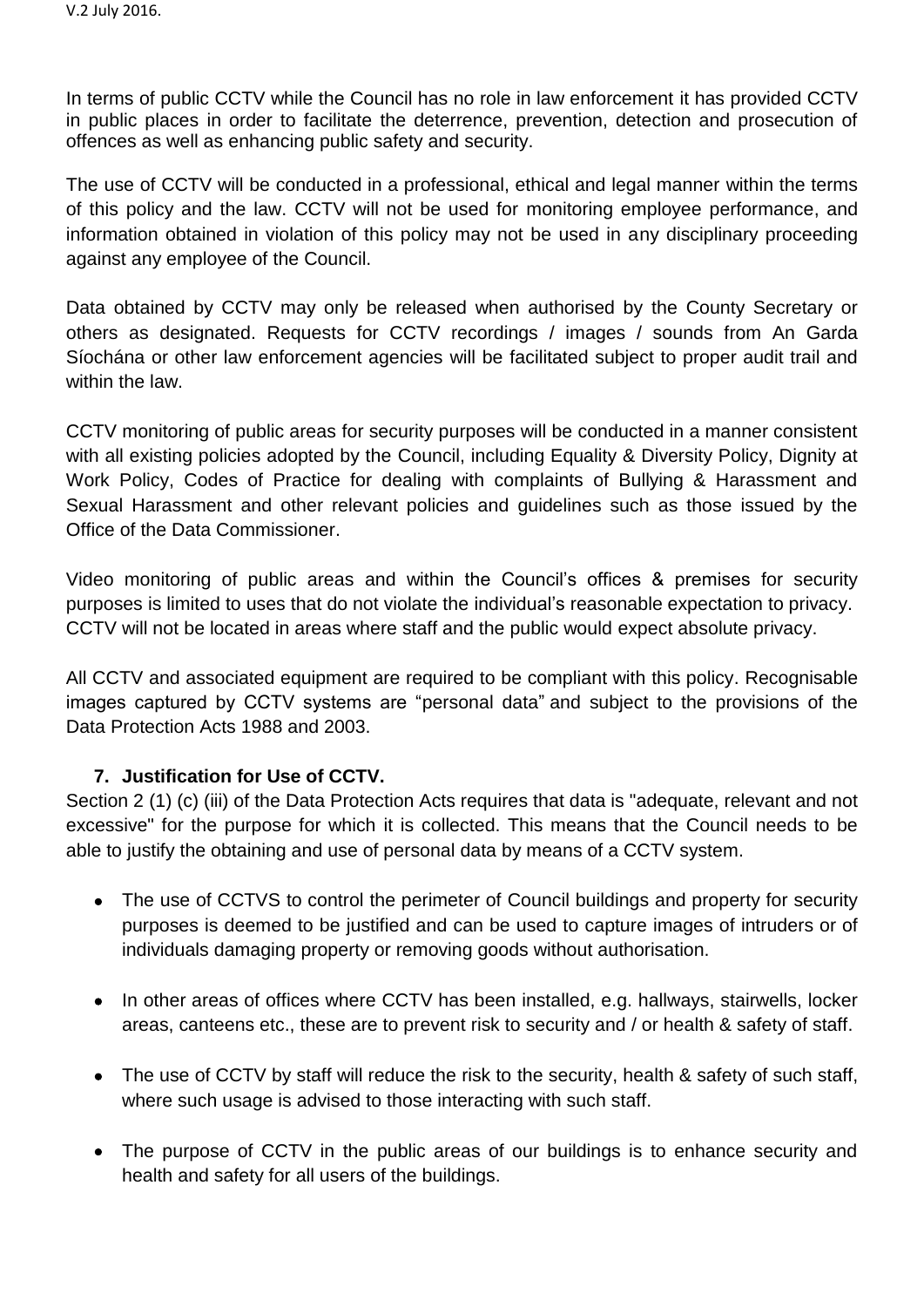In terms of public CCTV while the Council has no role in law enforcement it has provided CCTV in public places in order to facilitate the deterrence, prevention, detection and prosecution of offences as well as enhancing public safety and security.

The use of CCTV will be conducted in a professional, ethical and legal manner within the terms of this policy and the law. CCTV will not be used for monitoring employee performance, and information obtained in violation of this policy may not be used in any disciplinary proceeding against any employee of the Council.

Data obtained by CCTV may only be released when authorised by the County Secretary or others as designated. Requests for CCTV recordings / images / sounds from An Garda Síochána or other law enforcement agencies will be facilitated subject to proper audit trail and within the law.

CCTV monitoring of public areas for security purposes will be conducted in a manner consistent with all existing policies adopted by the Council, including Equality & Diversity Policy, Dignity at Work Policy, Codes of Practice for dealing with complaints of Bullying & Harassment and Sexual Harassment and other relevant policies and guidelines such as those issued by the Office of the Data Commissioner.

Video monitoring of public areas and within the Council's offices & premises for security purposes is limited to uses that do not violate the individual's reasonable expectation to privacy. CCTV will not be located in areas where staff and the public would expect absolute privacy.

All CCTV and associated equipment are required to be compliant with this policy. Recognisable images captured by CCTV systems are "personal data" and subject to the provisions of the Data Protection Acts 1988 and 2003.

**7. Justification for Use of CCTV.**

Section 2 (1) (c) (iii) of the Data Protection Acts requires that data is "adequate, relevant and not excessive" for the purpose for which it is collected. This means that the Council needs to be able to justify the obtaining and use of personal data by means of a CCTV system.

- The use of CCTVS to control the perimeter of Council buildings and property for security purposes is deemed to be justified and can be used to capture images of intruders or of individuals damaging property or removing goods without authorisation.

- In other areas of offices where CCTV has been installed, e.g. hallways, stairwells, locker areas, canteens etc., these are to prevent risk to security and / or health & safety of staff.

- The use of CCTV by staff will reduce the risk to the security, health & safety of such staff, where such usage is advised to those interacting with such staff.

- The purpose of CCTV in the public areas of our buildings is to enhance security and health and safety for all users of the buildings.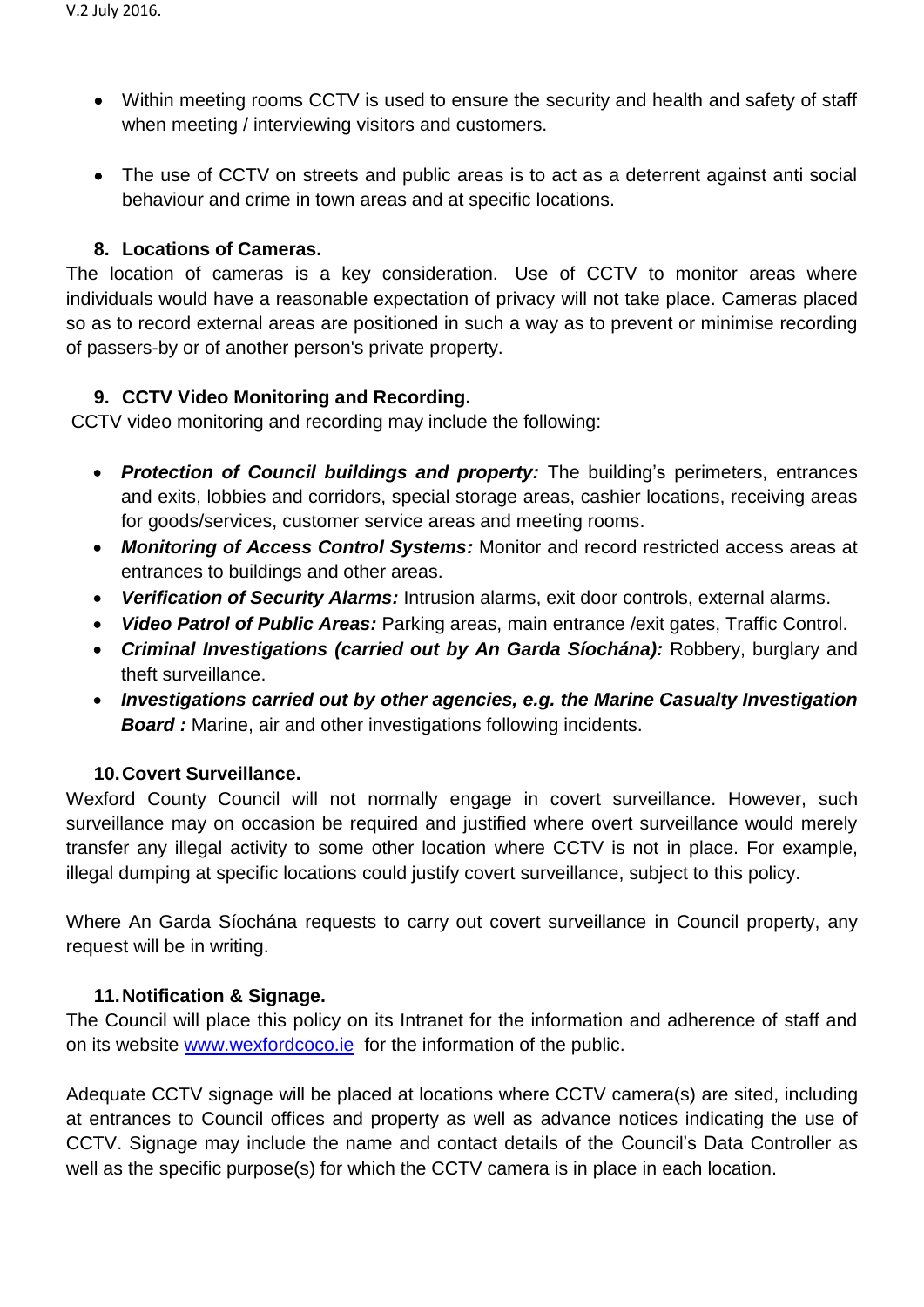- Within meeting rooms CCTV is used to ensure the security and health and safety of staff when meeting / interviewing visitors and customers.

- The use of CCTV on streets and public areas is to act as a deterrent against anti social behaviour and crime in town areas and at specific locations.

## 8. Locations of Cameras.

The location of cameras is a key consideration. Use of CCTV to monitor areas where individuals would have a reasonable expectation of privacy will not take place. Cameras placed so as to record external areas are positioned in such a way as to prevent or minimise recording of passers-by or of another person's private property.

## 9. CCTV Video Monitoring and Recording.

CCTV video monitoring and recording may include the following:

- ***Protection of Council buildings and property:*** The building's perimeters, entrances and exits, lobbies and corridors, special storage areas, cashier locations, receiving areas for goods/services, customer service areas and meeting rooms.
- ***Monitoring of Access Control Systems:*** Monitor and record restricted access areas at entrances to buildings and other areas.
- ***Verification of Security Alarms:*** Intrusion alarms, exit door controls, external alarms.
- ***Video Patrol of Public Areas:*** Parking areas, main entrance /exit gates, Traffic Control.
- ***Criminal Investigations (carried out by An Garda Síochána):*** Robbery, burglary and theft surveillance.
- ***Investigations carried out by other agencies, e.g. the Marine Casualty Investigation Board :*** Marine, air and other investigations following incidents.

## 10. Covert Surveillance.

Wexford County Council will not normally engage in covert surveillance. However, such surveillance may on occasion be required and justified where overt surveillance would merely transfer any illegal activity to some other location where CCTV is not in place. For example, illegal dumping at specific locations could justify covert surveillance, subject to this policy.

Where An Garda Síochána requests to carry out covert surveillance in Council property, any request will be in writing.

## 11. Notification & Signage.

The Council will place this policy on its Intranet for the information and adherence of staff and on its website www.wexfordcoco.ie for the information of the public.

Adequate CCTV signage will be placed at locations where CCTV camera(s) are sited, including at entrances to Council offices and property as well as advance notices indicating the use of CCTV. Signage may include the name and contact details of the Council's Data Controller as well as the specific purpose(s) for which the CCTV camera is in place in each location.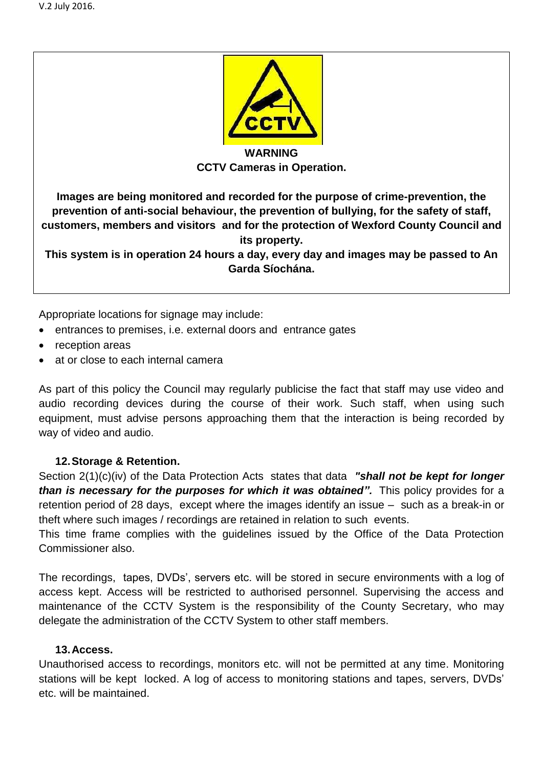**WARNING**
**CCTV Cameras in Operation.**

**Images are being monitored and recorded for the purpose of crime-prevention, the prevention of anti-social behaviour, the prevention of bullying, for the safety of staff, customers, members and visitors and for the protection of Wexford County Council and its property.**
**This system is in operation 24 hours a day, every day and images may be passed to An Garda Síochána.**

Appropriate locations for signage may include:

- entrances to premises, i.e. external doors and entrance gates
- reception areas
- at or close to each internal camera

As part of this policy the Council may regularly publicise the fact that staff may use video and audio recording devices during the course of their work. Such staff, when using such equipment, must advise persons approaching them that the interaction is being recorded by way of video and audio.

## 12. Storage & Retention.

Section 2(1)(c)(iv) of the Data Protection Acts states that data ***"shall not be kept for longer than is necessary for the purposes for which it was obtained".*** This policy provides for a retention period of 28 days, except where the images identify an issue – such as a break-in or theft where such images / recordings are retained in relation to such events.
This time frame complies with the guidelines issued by the Office of the Data Protection Commissioner also.

The recordings, tapes, DVDs', servers etc. will be stored in secure environments with a log of access kept. Access will be restricted to authorised personnel. Supervising the access and maintenance of the CCTV System is the responsibility of the County Secretary, who may delegate the administration of the CCTV System to other staff members.

## 13. Access.

Unauthorised access to recordings, monitors etc. will not be permitted at any time. Monitoring stations will be kept locked. A log of access to monitoring stations and tapes, servers, DVDs' etc. will be maintained.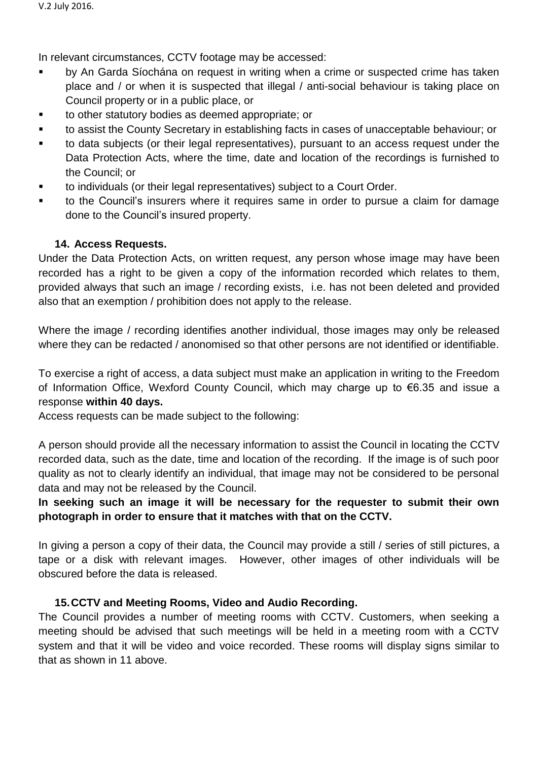In relevant circumstances, CCTV footage may be accessed:

- by An Garda Síochána on request in writing when a crime or suspected crime has taken place and / or when it is suspected that illegal / anti-social behaviour is taking place on Council property or in a public place, or
- to other statutory bodies as deemed appropriate; or
- to assist the County Secretary in establishing facts in cases of unacceptable behaviour; or
- to data subjects (or their legal representatives), pursuant to an access request under the Data Protection Acts, where the time, date and location of the recordings is furnished to the Council; or
- to individuals (or their legal representatives) subject to a Court Order.
- to the Council's insurers where it requires same in order to pursue a claim for damage done to the Council's insured property.

### 14. Access Requests.

Under the Data Protection Acts, on written request, any person whose image may have been recorded has a right to be given a copy of the information recorded which relates to them, provided always that such an image / recording exists, i.e. has not been deleted and provided also that an exemption / prohibition does not apply to the release.

Where the image / recording identifies another individual, those images may only be released where they can be redacted / anonomised so that other persons are not identified or identifiable.

To exercise a right of access, a data subject must make an application in writing to the Freedom of Information Office, Wexford County Council, which may charge up to €6.35 and issue a response **within 40 days.**

Access requests can be made subject to the following:

A person should provide all the necessary information to assist the Council in locating the CCTV recorded data, such as the date, time and location of the recording. If the image is of such poor quality as not to clearly identify an individual, that image may not be considered to be personal data and may not be released by the Council.

**In seeking such an image it will be necessary for the requester to submit their own photograph in order to ensure that it matches with that on the CCTV.**

In giving a person a copy of their data, the Council may provide a still / series of still pictures, a tape or a disk with relevant images. However, other images of other individuals will be obscured before the data is released.

### 15. CCTV and Meeting Rooms, Video and Audio Recording.

The Council provides a number of meeting rooms with CCTV. Customers, when seeking a meeting should be advised that such meetings will be held in a meeting room with a CCTV system and that it will be video and voice recorded. These rooms will display signs similar to that as shown in 11 above.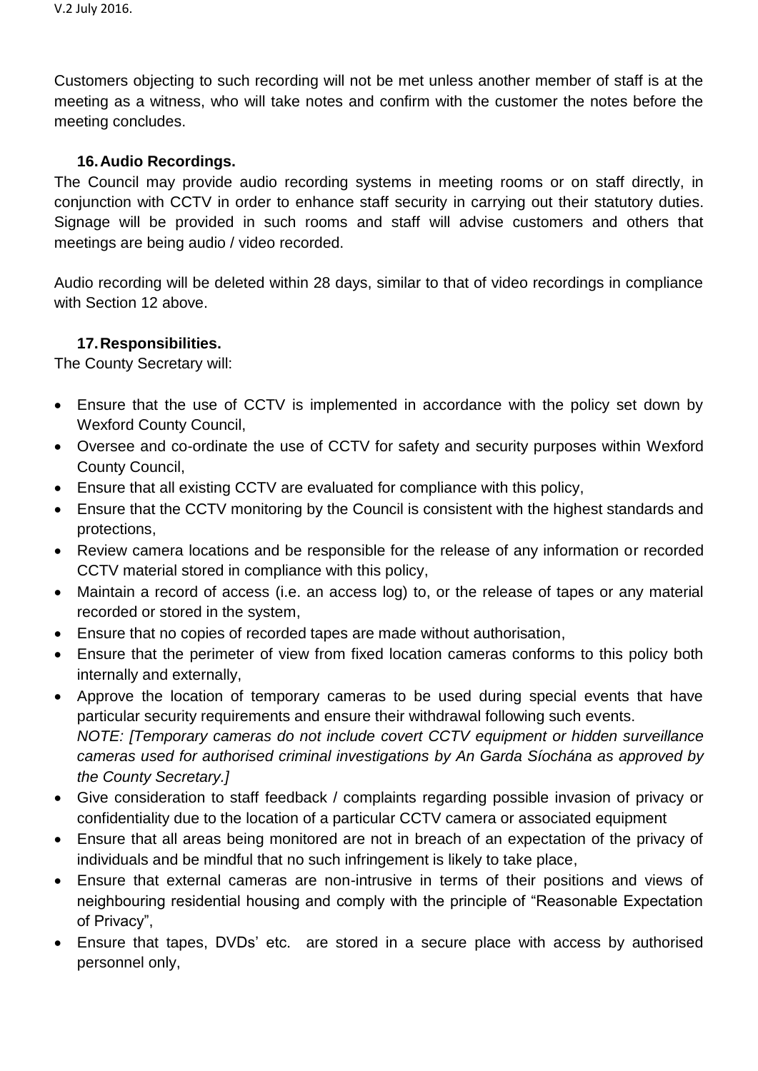Customers objecting to such recording will not be met unless another member of staff is at the meeting as a witness, who will take notes and confirm with the customer the notes before the meeting concludes.

### 16. Audio Recordings.

The Council may provide audio recording systems in meeting rooms or on staff directly, in conjunction with CCTV in order to enhance staff security in carrying out their statutory duties. Signage will be provided in such rooms and staff will advise customers and others that meetings are being audio / video recorded.

Audio recording will be deleted within 28 days, similar to that of video recordings in compliance with Section 12 above.

### 17. Responsibilities.

The County Secretary will:

- Ensure that the use of CCTV is implemented in accordance with the policy set down by Wexford County Council,
- Oversee and co-ordinate the use of CCTV for safety and security purposes within Wexford County Council,
- Ensure that all existing CCTV are evaluated for compliance with this policy,
- Ensure that the CCTV monitoring by the Council is consistent with the highest standards and protections,
- Review camera locations and be responsible for the release of any information or recorded CCTV material stored in compliance with this policy,
- Maintain a record of access (i.e. an access log) to, or the release of tapes or any material recorded or stored in the system,
- Ensure that no copies of recorded tapes are made without authorisation,
- Ensure that the perimeter of view from fixed location cameras conforms to this policy both internally and externally,
- Approve the location of temporary cameras to be used during special events that have particular security requirements and ensure their withdrawal following such events.
  *NOTE: [Temporary cameras do not include covert CCTV equipment or hidden surveillance cameras used for authorised criminal investigations by An Garda Síochána as approved by the County Secretary.]*
- Give consideration to staff feedback / complaints regarding possible invasion of privacy or confidentiality due to the location of a particular CCTV camera or associated equipment
- Ensure that all areas being monitored are not in breach of an expectation of the privacy of individuals and be mindful that no such infringement is likely to take place,
- Ensure that external cameras are non-intrusive in terms of their positions and views of neighbouring residential housing and comply with the principle of "Reasonable Expectation of Privacy",
- Ensure that tapes, DVDs' etc. are stored in a secure place with access by authorised personnel only,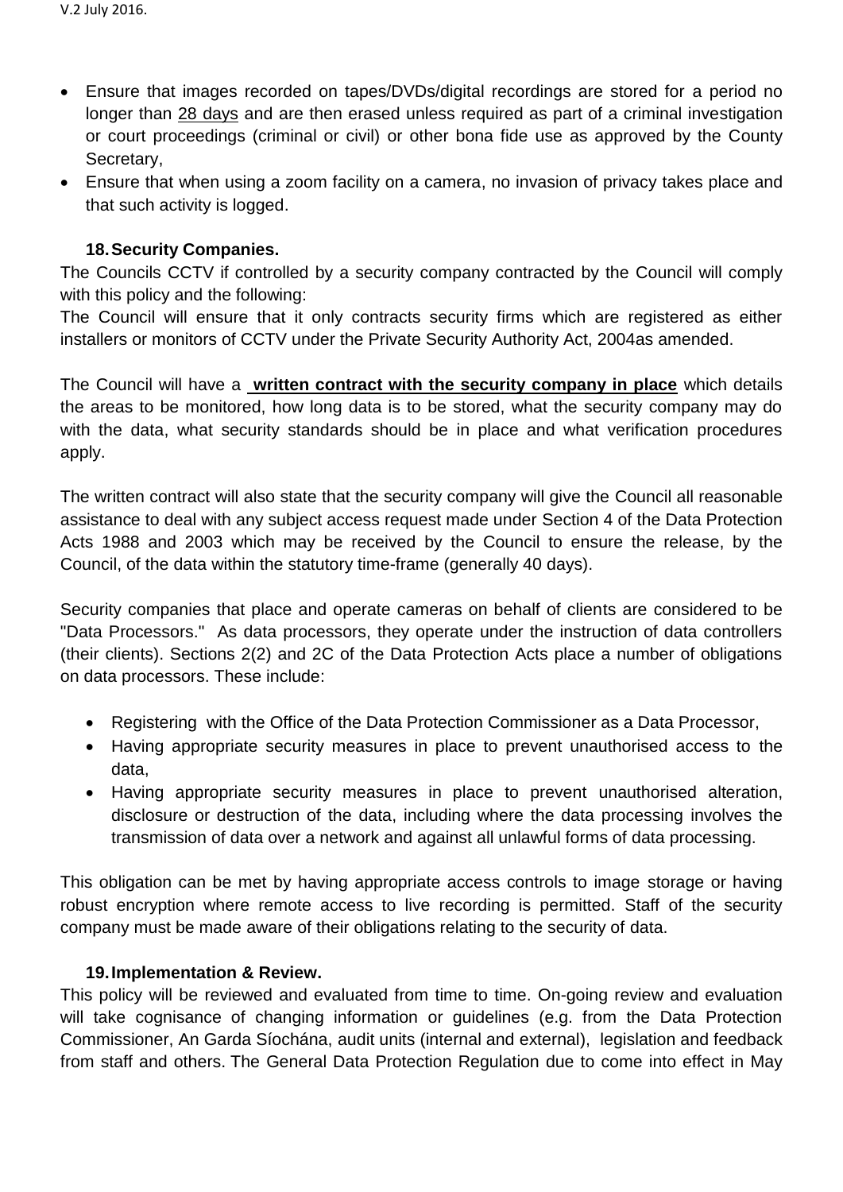- Ensure that images recorded on tapes/DVDs/digital recordings are stored for a period no longer than 28 days and are then erased unless required as part of a criminal investigation or court proceedings (criminal or civil) or other bona fide use as approved by the County Secretary,
- Ensure that when using a zoom facility on a camera, no invasion of privacy takes place and that such activity is logged.

### 18. Security Companies.

The Councils CCTV if controlled by a security company contracted by the Council will comply with this policy and the following:

The Council will ensure that it only contracts security firms which are registered as either installers or monitors of CCTV under the Private Security Authority Act, 2004as amended.

The Council will have a **written contract with the security company in place** which details the areas to be monitored, how long data is to be stored, what the security company may do with the data, what security standards should be in place and what verification procedures apply.

The written contract will also state that the security company will give the Council all reasonable assistance to deal with any subject access request made under Section 4 of the Data Protection Acts 1988 and 2003 which may be received by the Council to ensure the release, by the Council, of the data within the statutory time-frame (generally 40 days).

Security companies that place and operate cameras on behalf of clients are considered to be "Data Processors." As data processors, they operate under the instruction of data controllers (their clients). Sections 2(2) and 2C of the Data Protection Acts place a number of obligations on data processors. These include:

- Registering with the Office of the Data Protection Commissioner as a Data Processor,
- Having appropriate security measures in place to prevent unauthorised access to the data,
- Having appropriate security measures in place to prevent unauthorised alteration, disclosure or destruction of the data, including where the data processing involves the transmission of data over a network and against all unlawful forms of data processing.

This obligation can be met by having appropriate access controls to image storage or having robust encryption where remote access to live recording is permitted. Staff of the security company must be made aware of their obligations relating to the security of data.

### 19. Implementation & Review.

This policy will be reviewed and evaluated from time to time. On-going review and evaluation will take cognisance of changing information or guidelines (e.g. from the Data Protection Commissioner, An Garda Síochána, audit units (internal and external), legislation and feedback from staff and others. The General Data Protection Regulation due to come into effect in May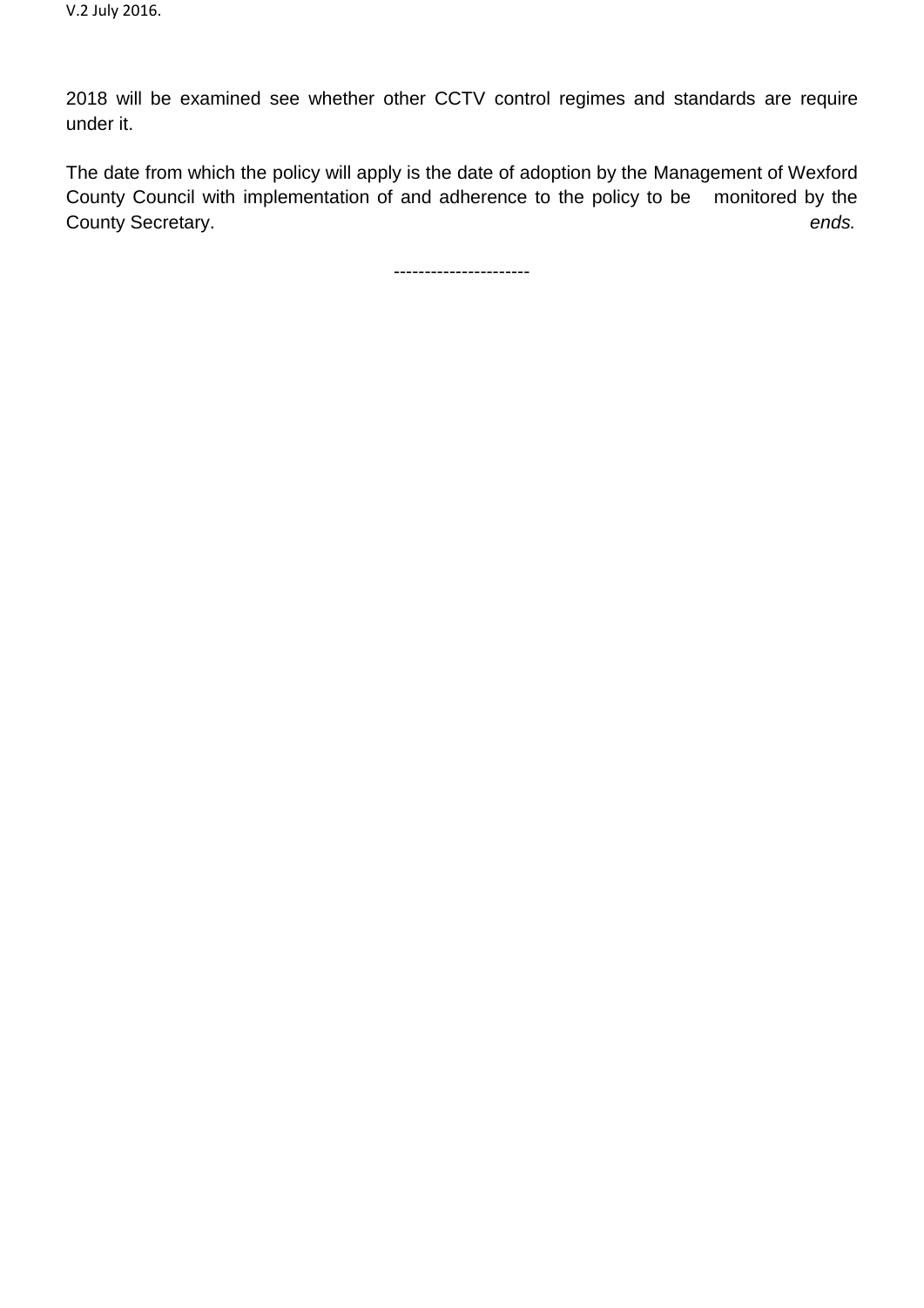2018 will be examined see whether other CCTV control regimes and standards are require under it.

The date from which the policy will apply is the date of adoption by the Management of Wexford County Council with implementation of and adherence to the policy to be monitored by the County Secretary. *ends.*

----------------------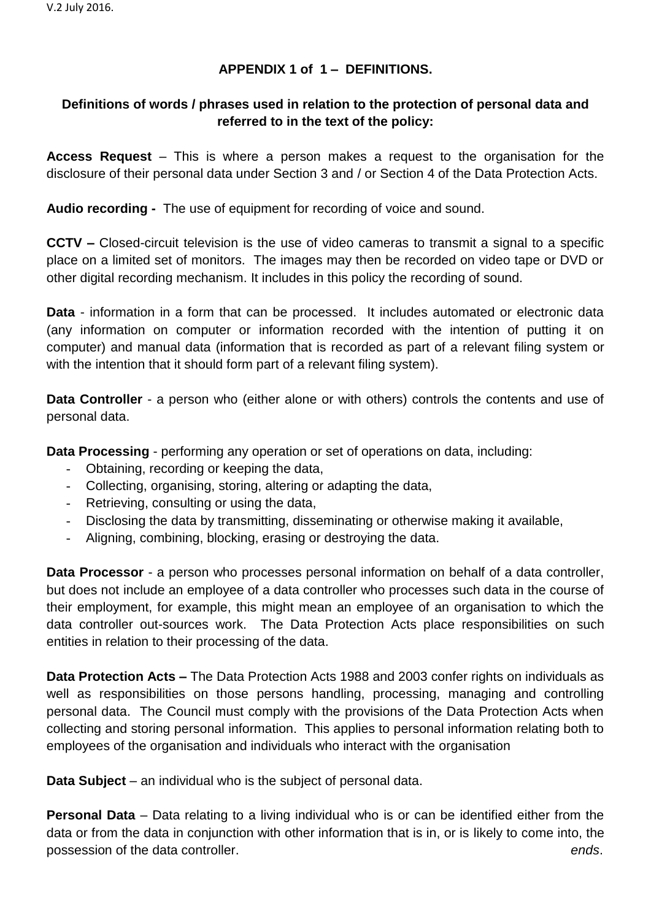## APPENDIX 1 of 1 – DEFINITIONS.

**Definitions of words / phrases used in relation to the protection of personal data and referred to in the text of the policy:**

**Access Request** – This is where a person makes a request to the organisation for the disclosure of their personal data under Section 3 and / or Section 4 of the Data Protection Acts.

**Audio recording -** The use of equipment for recording of voice and sound.

**CCTV –** Closed-circuit television is the use of video cameras to transmit a signal to a specific place on a limited set of monitors. The images may then be recorded on video tape or DVD or other digital recording mechanism. It includes in this policy the recording of sound.

**Data** - information in a form that can be processed. It includes automated or electronic data (any information on computer or information recorded with the intention of putting it on computer) and manual data (information that is recorded as part of a relevant filing system or with the intention that it should form part of a relevant filing system).

**Data Controller** - a person who (either alone or with others) controls the contents and use of personal data.

**Data Processing** - performing any operation or set of operations on data, including:

- Obtaining, recording or keeping the data,
- Collecting, organising, storing, altering or adapting the data,
- Retrieving, consulting or using the data,
- Disclosing the data by transmitting, disseminating or otherwise making it available,
- Aligning, combining, blocking, erasing or destroying the data.

**Data Processor** - a person who processes personal information on behalf of a data controller, but does not include an employee of a data controller who processes such data in the course of their employment, for example, this might mean an employee of an organisation to which the data controller out-sources work. The Data Protection Acts place responsibilities on such entities in relation to their processing of the data.

**Data Protection Acts –** The Data Protection Acts 1988 and 2003 confer rights on individuals as well as responsibilities on those persons handling, processing, managing and controlling personal data. The Council must comply with the provisions of the Data Protection Acts when collecting and storing personal information. This applies to personal information relating both to employees of the organisation and individuals who interact with the organisation

**Data Subject** – an individual who is the subject of personal data.

**Personal Data** – Data relating to a living individual who is or can be identified either from the data or from the data in conjunction with other information that is in, or is likely to come into, the possession of the data controller. *ends*.